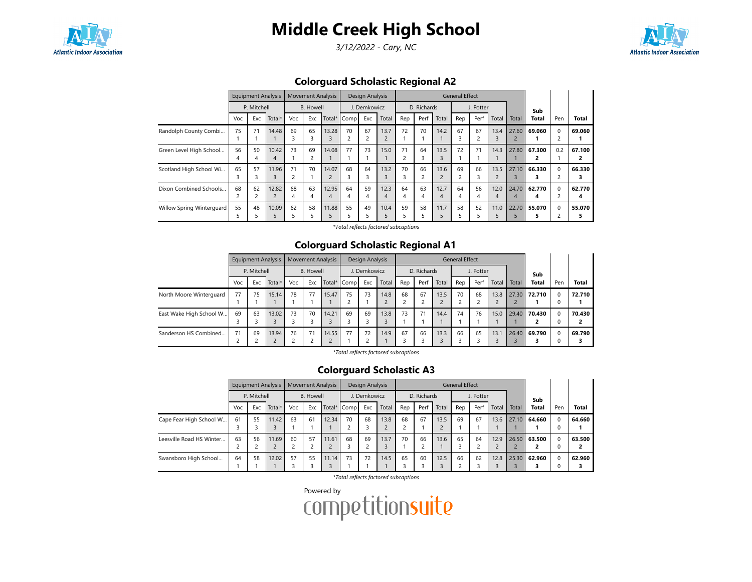# Middle Creek High School

*3/12/2022 - Cary, NC*

## Colorguard Scholastic Regional A2

| | Equipment Analysis | | | Movement Analysis | | | Design Analysis | | | General Effect | | | | | | | Sub | Pen | Total |
|---|---|---|---|---|---|---|---|---|---|---|---|---|---|---|---|---|---|---|---|
| | P. Mitchell | | | B. Howell | | | J. Demkowicz | | | D. Richards | | | J. Potter | | | | | | |
| | Voc | Exc | Total* | Voc | Exc | Total* | Comp | Exc | Total | Rep | Perf | Total | Rep | Perf | Total | Total | Total | Pen | Total |
| Randolph County Combi... | 75<br>1 | 71<br>1 | 14.48<br>1 | 69<br>3 | 65<br>3 | 13.28<br>3 | 70<br>2 | 67<br>2 | 13.7<br>2 | 72<br>1 | 70<br>1 | 14.2<br>1 | 67<br>3 | 67<br>2 | 13.4<br>3 | 27.60<br>2 | **69.060**<br>**1** | 0<br>2 | **69.060**<br>**1** |
| Green Level High School... | 56<br>4 | 50<br>4 | 10.42<br>4 | 73<br>1 | 69<br>2 | 14.08<br>1 | 77<br>1 | 73<br>1 | 15.0<br>1 | 71<br>2 | 64<br>3 | 13.5<br>3 | 72<br>1 | 71<br>1 | 14.3<br>1 | 27.80<br>1 | **67.300**<br>**2** | 0.2<br>1 | **67.100**<br>**2** |
| Scotland High School Wi... | 65<br>3 | 57<br>3 | 11.96<br>3 | 71<br>2 | 70<br>1 | 14.07<br>2 | 68<br>3 | 64<br>3 | 13.2<br>3 | 70<br>3 | 66<br>2 | 13.6<br>2 | 69<br>2 | 66<br>3 | 13.5<br>2 | 27.10<br>3 | **66.330**<br>**3** | 0<br>2 | **66.330**<br>**3** |
| Dixon Combined Schools... | 68<br>2 | 62<br>2 | 12.82<br>2 | 68<br>4 | 63<br>4 | 12.95<br>4 | 64<br>4 | 59<br>4 | 12.3<br>4 | 64<br>4 | 63<br>4 | 12.7<br>4 | 64<br>4 | 56<br>4 | 12.0<br>4 | 24.70<br>4 | **62.770**<br>**4** | 0<br>2 | **62.770**<br>**4** |
| Willow Spring Winterguard | 55<br>5 | 48<br>5 | 10.09<br>5 | 62<br>5 | 58<br>5 | 11.88<br>5 | 55<br>5 | 49<br>5 | 10.4<br>5 | 59<br>5 | 58<br>5 | 11.7<br>5 | 58<br>5 | 52<br>5 | 11.0<br>5 | 22.70<br>5 | **55.070**<br>**5** | 0<br>2 | **55.070**<br>**5** |

*\*Total reflects factored subcaptions*

## Colorguard Scholastic Regional A1

| | Equipment Analysis | | | Movement Analysis | | | Design Analysis | | | General Effect | | | | | | | Sub | Pen | Total |
|---|---|---|---|---|---|---|---|---|---|---|---|---|---|---|---|---|---|---|---|
| | P. Mitchell | | | B. Howell | | | J. Demkowicz | | | D. Richards | | | J. Potter | | | | | | |
| | Voc | Exc | Total* | Voc | Exc | Total* | Comp | Exc | Total | Rep | Perf | Total | Rep | Perf | Total | Total | Total | Pen | Total |
| North Moore Winterguard | 77<br>1 | 75<br>1 | 15.14<br>1 | 78<br>1 | 77<br>1 | 15.47<br>1 | 75<br>2 | 73<br>1 | 14.8<br>2 | 68<br>2 | 67<br>2 | 13.5<br>2 | 70<br>2 | 68<br>2 | 13.8<br>2 | 27.30<br>2 | **72.710**<br>**1** | 0<br>0 | **72.710**<br>**1** |
| East Wake High School W... | 69<br>3 | 63<br>3 | 13.02<br>3 | 73<br>3 | 70<br>3 | 14.21<br>3 | 69<br>3 | 69<br>3 | 13.8<br>3 | 73<br>1 | 71<br>1 | 14.4<br>1 | 74<br>1 | 76<br>1 | 15.0<br>1 | 29.40<br>1 | **70.430**<br>**2** | 0<br>0 | **70.430**<br>**2** |
| Sanderson HS Combined... | 71<br>2 | 69<br>2 | 13.94<br>2 | 76<br>2 | 71<br>2 | 14.55<br>2 | 77<br>1 | 72<br>2 | 14.9<br>1 | 67<br>3 | 66<br>3 | 13.3<br>3 | 66<br>3 | 65<br>3 | 13.1<br>3 | 26.40<br>3 | **69.790**<br>**3** | 0<br>0 | **69.790**<br>**3** |

*\*Total reflects factored subcaptions*

## Colorguard Scholastic A3

| | Equipment Analysis | | | Movement Analysis | | | Design Analysis | | | General Effect | | | | | | | Sub | Pen | Total |
|---|---|---|---|---|---|---|---|---|---|---|---|---|---|---|---|---|---|---|---|
| | P. Mitchell | | | B. Howell | | | J. Demkowicz | | | D. Richards | | | J. Potter | | | | | | |
| | Voc | Exc | Total* | Voc | Exc | Total* | Comp | Exc | Total | Rep | Perf | Total | Rep | Perf | Total | Total | Total | Pen | Total |
| Cape Fear High School W... | 61<br>3 | 55<br>3 | 11.42<br>3 | 63<br>1 | 61<br>1 | 12.34<br>1 | 70<br>2 | 68<br>3 | 13.8<br>2 | 68<br>2 | 67<br>1 | 13.5<br>2 | 69<br>1 | 67<br>1 | 13.6<br>1 | 27.10<br>1 | **64.660**<br>**1** | 0<br>0 | **64.660**<br>**1** |
| Leesville Road HS Winter... | 63<br>2 | 56<br>2 | 11.69<br>2 | 60<br>2 | 57<br>2 | 11.61<br>2 | 68<br>3 | 69<br>2 | 13.7<br>3 | 70<br>1 | 66<br>2 | 13.6<br>1 | 65<br>3 | 64<br>2 | 12.9<br>2 | 26.50<br>2 | **63.500**<br>**2** | 0<br>0 | **63.500**<br>**2** |
| Swansboro High School... | 64<br>1 | 58<br>1 | 12.02<br>1 | 57<br>3 | 55<br>3 | 11.14<br>3 | 73<br>1 | 72<br>1 | 14.5<br>1 | 65<br>3 | 60<br>3 | 12.5<br>3 | 66<br>2 | 62<br>3 | 12.8<br>3 | 25.30<br>3 | **62.960**<br>**3** | 0<br>0 | **62.960**<br>**3** |

*\*Total reflects factored subcaptions*

Powered by competitionsuite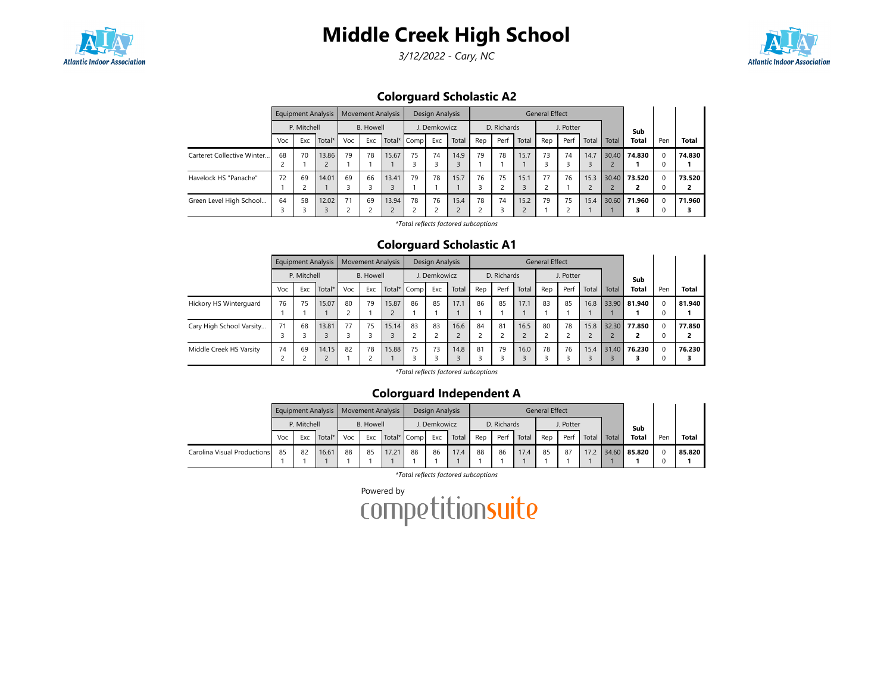# Middle Creek High School

*3/12/2022 - Cary, NC*

## Colorguard Scholastic A2

| | Equipment Analysis | | | Movement Analysis | | | Design Analysis | | | General Effect | | | | | | | Sub Total | Pen | Total |
|---|---|---|---|---|---|---|---|---|---|---|---|---|---|---|---|---|---|---|---|
| | P. Mitchell | | | B. Howell | | | J. Demkowicz | | | D. Richards | | | J. Potter | | | | | | |
| | Voc | Exc | Total* | Voc | Exc | Total* | Comp | Exc | Total | Rep | Perf | Total | Rep | Perf | Total | Total | | | |
| Carteret Collective Winter... | 68 2 | 70 1 | 13.86 2 | 79 1 | 78 1 | 15.67 1 | 75 3 | 74 3 | 14.9 3 | 79 1 | 78 1 | 15.7 1 | 73 3 | 74 3 | 14.7 3 | 30.40 2 | 74.830 1 | 0 0 | 74.830 1 |
| Havelock HS "Panache" | 72 1 | 69 2 | 14.01 1 | 69 3 | 66 3 | 13.41 3 | 79 1 | 78 1 | 15.7 1 | 76 3 | 75 2 | 15.1 3 | 77 2 | 76 1 | 15.3 2 | 30.40 2 | 73.520 2 | 0 0 | 73.520 2 |
| Green Level High School... | 64 3 | 58 3 | 12.02 3 | 71 2 | 69 2 | 13.94 2 | 78 2 | 76 2 | 15.4 2 | 78 2 | 74 3 | 15.2 2 | 79 1 | 75 2 | 15.4 1 | 30.60 1 | 71.960 3 | 0 0 | 71.960 3 |

*Total reflects factored subcaptions

## Colorguard Scholastic A1

| | Equipment Analysis | | | Movement Analysis | | | Design Analysis | | | General Effect | | | | | | | Sub Total | Pen | Total |
|---|---|---|---|---|---|---|---|---|---|---|---|---|---|---|---|---|---|---|---|
| | P. Mitchell | | | B. Howell | | | J. Demkowicz | | | D. Richards | | | J. Potter | | | | | | |
| | Voc | Exc | Total* | Voc | Exc | Total* | Comp | Exc | Total | Rep | Perf | Total | Rep | Perf | Total | Total | | | |
| Hickory HS Winterguard | 76 1 | 75 1 | 15.07 1 | 80 2 | 79 1 | 15.87 2 | 86 1 | 85 1 | 17.1 1 | 86 1 | 85 1 | 17.1 1 | 83 1 | 85 1 | 16.8 1 | 33.90 1 | 81.940 1 | 0 0 | 81.940 1 |
| Cary High School Varsity... | 71 3 | 68 3 | 13.81 3 | 77 3 | 75 3 | 15.14 3 | 83 2 | 83 2 | 16.6 2 | 84 2 | 81 2 | 16.5 2 | 80 2 | 78 2 | 15.8 2 | 32.30 2 | 77.850 2 | 0 0 | 77.850 2 |
| Middle Creek HS Varsity | 74 2 | 69 2 | 14.15 2 | 82 1 | 78 2 | 15.88 1 | 75 3 | 73 3 | 14.8 3 | 81 3 | 79 3 | 16.0 3 | 78 3 | 76 3 | 15.4 3 | 31.40 3 | 76.230 3 | 0 0 | 76.230 3 |

*Total reflects factored subcaptions

## Colorguard Independent A

| | Equipment Analysis | | | Movement Analysis | | | Design Analysis | | | General Effect | | | | | | | Sub Total | Pen | Total |
|---|---|---|---|---|---|---|---|---|---|---|---|---|---|---|---|---|---|---|---|
| | P. Mitchell | | | B. Howell | | | J. Demkowicz | | | D. Richards | | | J. Potter | | | | | | |
| | Voc | Exc | Total* | Voc | Exc | Total* | Comp | Exc | Total | Rep | Perf | Total | Rep | Perf | Total | Total | | | |
| Carolina Visual Productions | 85 1 | 82 1 | 16.61 1 | 88 1 | 85 1 | 17.21 1 | 88 1 | 86 1 | 17.4 1 | 88 1 | 86 1 | 17.4 1 | 85 1 | 87 1 | 17.2 1 | 34.60 1 | 85.820 1 | 0 0 | 85.820 1 |

*Total reflects factored subcaptions

Powered by competitionsuite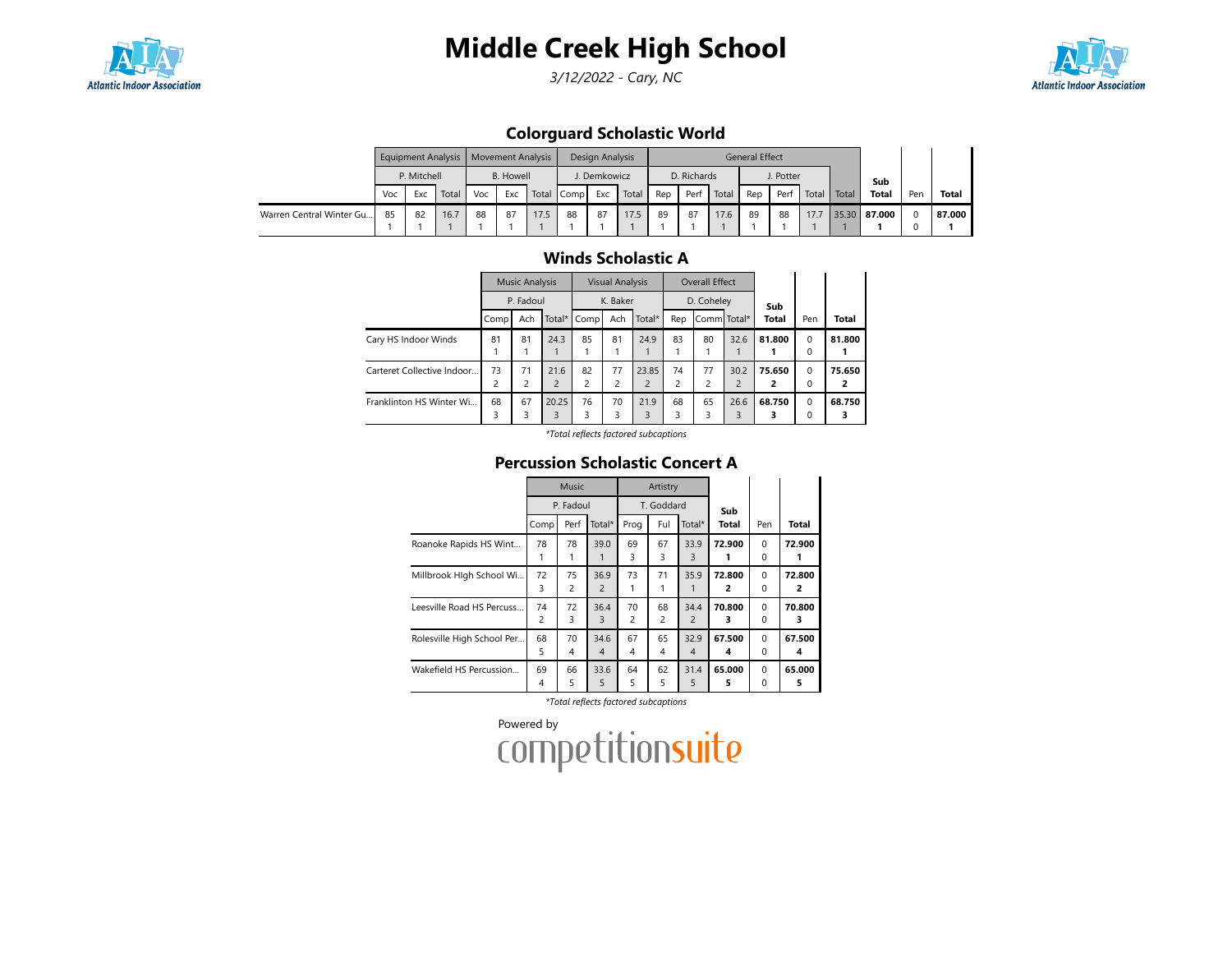# Middle Creek High School

*3/12/2022 - Cary, NC*

## Colorguard Scholastic World

| | Equipment Analysis | | | Movement Analysis | | | Design Analysis | | | General Effect | | | | | | | | | |
|---|---|---|---|---|---|---|---|---|---|---|---|---|---|---|---|---|---|---|---|
| | P. Mitchell | | | B. Howell | | | J. Demkowicz | | | D. Richards | | | J. Potter | | | | | | |
| | Voc | Exc | Total | Voc | Exc | Total | Comp | Exc | Total | Rep | Perf | Total | Rep | Perf | Total | Total | Sub Total | Pen | Total |
| Warren Central Winter Gu... | 85<br>1 | 82<br>1 | 16.7<br>1 | 88<br>1 | 87<br>1 | 17.5<br>1 | 88<br>1 | 87<br>1 | 17.5<br>1 | 89<br>1 | 87<br>1 | 17.6<br>1 | 89<br>1 | 88<br>1 | 17.7<br>1 | 35.30<br>1 | **87.000**<br>**1** | 0<br>0 | **87.000**<br>**1** |

## Winds Scholastic A

| | Music Analysis | | | Visual Analysis | | | Overall Effect | | | | | |
|---|---|---|---|---|---|---|---|---|---|---|---|---|
| | P. Fadoul | | | K. Baker | | | D. Coheley | | | | | |
| | Comp | Ach | Total* | Comp | Ach | Total* | Rep | Comm | Total* | Sub Total | Pen | Total |
| Cary HS Indoor Winds | 81<br>1 | 81<br>1 | 24.3<br>1 | 85<br>1 | 81<br>1 | 24.9<br>1 | 83<br>1 | 80<br>1 | 32.6<br>1 | **81.800**<br>**1** | 0<br>0 | **81.800**<br>**1** |
| Carteret Collective Indoor... | 73<br>2 | 71<br>2 | 21.6<br>2 | 82<br>2 | 77<br>2 | 23.85<br>2 | 74<br>2 | 77<br>2 | 30.2<br>2 | **75.650**<br>**2** | 0<br>0 | **75.650**<br>**2** |
| Franklinton HS Winter Wi... | 68<br>3 | 67<br>3 | 20.25<br>3 | 76<br>3 | 70<br>3 | 21.9<br>3 | 68<br>3 | 65<br>3 | 26.6<br>3 | **68.750**<br>**3** | 0<br>0 | **68.750**<br>**3** |

*\*Total reflects factored subcaptions*

## Percussion Scholastic Concert A

| | Music | | | Artistry | | | | | |
|---|---|---|---|---|---|---|---|---|---|
| | P. Fadoul | | | T. Goddard | | | | | |
| | Comp | Perf | Total* | Prog | Ful | Total* | Sub Total | Pen | Total |
| Roanoke Rapids HS Wint... | 78<br>1 | 78<br>1 | 39.0<br>1 | 69<br>3 | 67<br>3 | 33.9<br>3 | **72.900**<br>**1** | 0<br>0 | **72.900**<br>**1** |
| Millbrook HIgh School Wi... | 72<br>3 | 75<br>2 | 36.9<br>2 | 73<br>1 | 71<br>1 | 35.9<br>1 | **72.800**<br>**2** | 0<br>0 | **72.800**<br>**2** |
| Leesville Road HS Percuss... | 74<br>2 | 72<br>3 | 36.4<br>3 | 70<br>2 | 68<br>2 | 34.4<br>2 | **70.800**<br>**3** | 0<br>0 | **70.800**<br>**3** |
| Rolesville High School Per... | 68<br>5 | 70<br>4 | 34.6<br>4 | 67<br>4 | 65<br>4 | 32.9<br>4 | **67.500**<br>**4** | 0<br>0 | **67.500**<br>**4** |
| Wakefield HS Percussion... | 69<br>4 | 66<br>5 | 33.6<br>5 | 64<br>5 | 62<br>5 | 31.4<br>5 | **65.000**<br>**5** | 0<br>0 | **65.000**<br>**5** |

*\*Total reflects factored subcaptions*

Powered by competitionsuite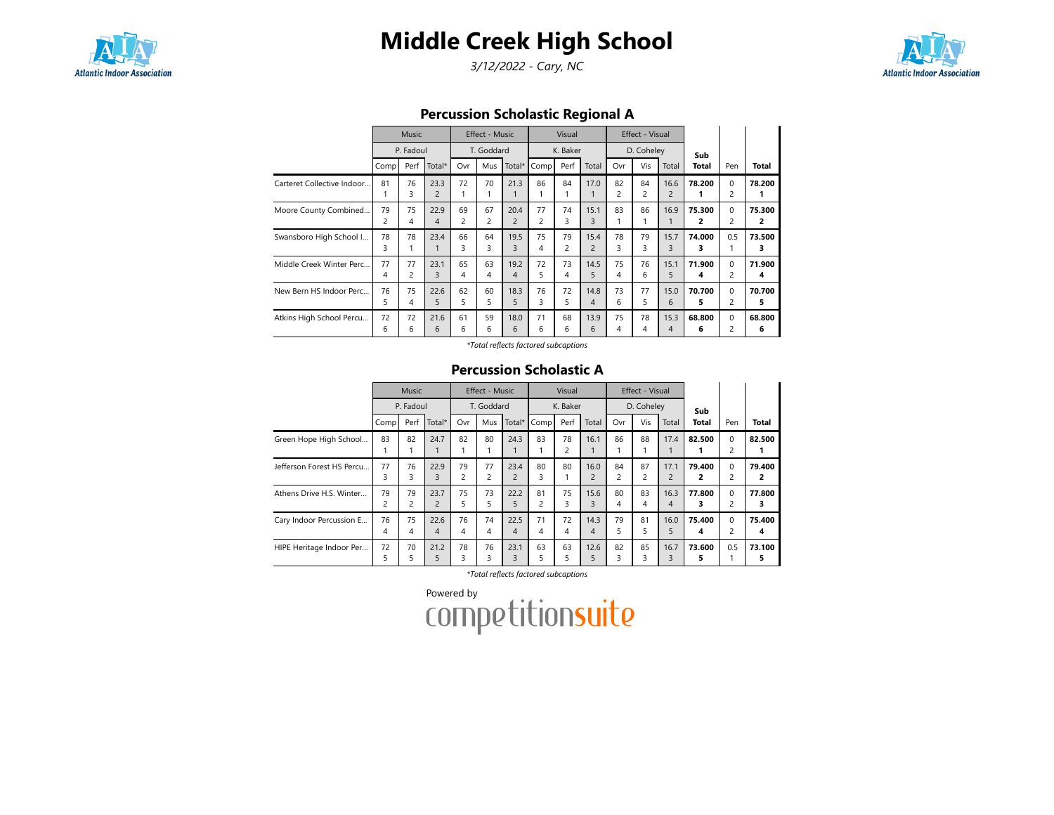# Middle Creek High School

*3/12/2022 - Cary, NC*

## Percussion Scholastic Regional A

| | Music | | | Effect - Music | | | Visual | | | Effect - Visual | | | Sub Total | Pen | Total |
|---|---|---|---|---|---|---|---|---|---|---|---|---|---|---|---|
| | P. Fadoul | | | T. Goddard | | | K. Baker | | | D. Coheley | | | | | |
| | Comp | Perf | Total* | Ovr | Mus | Total* | Comp | Perf | Total | Ovr | Vis | Total | | | |
| Carteret Collective Indoor... | 81<br>1 | 76<br>3 | 23.3<br>2 | 72<br>1 | 70<br>1 | 21.3<br>1 | 86<br>1 | 84<br>1 | 17.0<br>1 | 82<br>2 | 84<br>2 | 16.6<br>2 | **78.200**<br>**1** | 0<br>2 | **78.200**<br>**1** |
| Moore County Combined... | 79<br>2 | 75<br>4 | 22.9<br>4 | 69<br>2 | 67<br>2 | 20.4<br>2 | 77<br>2 | 74<br>3 | 15.1<br>3 | 83<br>1 | 86<br>1 | 16.9<br>1 | **75.300**<br>**2** | 0<br>2 | **75.300**<br>**2** |
| Swansboro High School I... | 78<br>3 | 78<br>1 | 23.4<br>1 | 66<br>3 | 64<br>3 | 19.5<br>3 | 75<br>4 | 79<br>2 | 15.4<br>2 | 78<br>3 | 79<br>3 | 15.7<br>3 | **74.000**<br>**3** | 0.5<br>1 | **73.500**<br>**3** |
| Middle Creek Winter Perc... | 77<br>4 | 77<br>2 | 23.1<br>3 | 65<br>4 | 63<br>4 | 19.2<br>4 | 72<br>5 | 73<br>4 | 14.5<br>5 | 75<br>4 | 76<br>6 | 15.1<br>5 | **71.900**<br>**4** | 0<br>2 | **71.900**<br>**4** |
| New Bern HS Indoor Perc... | 76<br>5 | 75<br>4 | 22.6<br>5 | 62<br>5 | 60<br>5 | 18.3<br>5 | 76<br>3 | 72<br>5 | 14.8<br>4 | 73<br>6 | 77<br>5 | 15.0<br>6 | **70.700**<br>**5** | 0<br>2 | **70.700**<br>**5** |
| Atkins High School Percu... | 72<br>6 | 72<br>6 | 21.6<br>6 | 61<br>6 | 59<br>6 | 18.0<br>6 | 71<br>6 | 68<br>6 | 13.9<br>6 | 75<br>4 | 78<br>4 | 15.3<br>4 | **68.800**<br>**6** | 0<br>2 | **68.800**<br>**6** |

*Total reflects factored subcaptions

## Percussion Scholastic A

| | Music | | | Effect - Music | | | Visual | | | Effect - Visual | | | Sub Total | Pen | Total |
|---|---|---|---|---|---|---|---|---|---|---|---|---|---|---|---|
| | P. Fadoul | | | T. Goddard | | | K. Baker | | | D. Coheley | | | | | |
| | Comp | Perf | Total* | Ovr | Mus | Total* | Comp | Perf | Total | Ovr | Vis | Total | | | |
| Green Hope High School... | 83<br>1 | 82<br>1 | 24.7<br>1 | 82<br>1 | 80<br>1 | 24.3<br>1 | 83<br>1 | 78<br>2 | 16.1<br>1 | 86<br>1 | 88<br>1 | 17.4<br>1 | **82.500**<br>**1** | 0<br>2 | **82.500**<br>**1** |
| Jefferson Forest HS Percu... | 77<br>3 | 76<br>3 | 22.9<br>3 | 79<br>2 | 77<br>2 | 23.4<br>2 | 80<br>3 | 80<br>1 | 16.0<br>2 | 84<br>2 | 87<br>2 | 17.1<br>2 | **79.400**<br>**2** | 0<br>2 | **79.400**<br>**2** |
| Athens Drive H.S. Winter... | 79<br>2 | 79<br>2 | 23.7<br>2 | 75<br>5 | 73<br>5 | 22.2<br>5 | 81<br>2 | 75<br>3 | 15.6<br>3 | 80<br>4 | 83<br>4 | 16.3<br>4 | **77.800**<br>**3** | 0<br>2 | **77.800**<br>**3** |
| Cary Indoor Percussion E... | 76<br>4 | 75<br>4 | 22.6<br>4 | 76<br>4 | 74<br>4 | 22.5<br>4 | 71<br>4 | 72<br>4 | 14.3<br>4 | 79<br>5 | 81<br>5 | 16.0<br>5 | **75.400**<br>**4** | 0<br>2 | **75.400**<br>**4** |
| HIPE Heritage Indoor Per... | 72<br>5 | 70<br>5 | 21.2<br>5 | 78<br>3 | 76<br>3 | 23.1<br>3 | 63<br>5 | 63<br>5 | 12.6<br>5 | 82<br>3 | 85<br>3 | 16.7<br>3 | **73.600**<br>**5** | 0.5<br>1 | **73.100**<br>**5** |

*Total reflects factored subcaptions

Powered by competitionsuite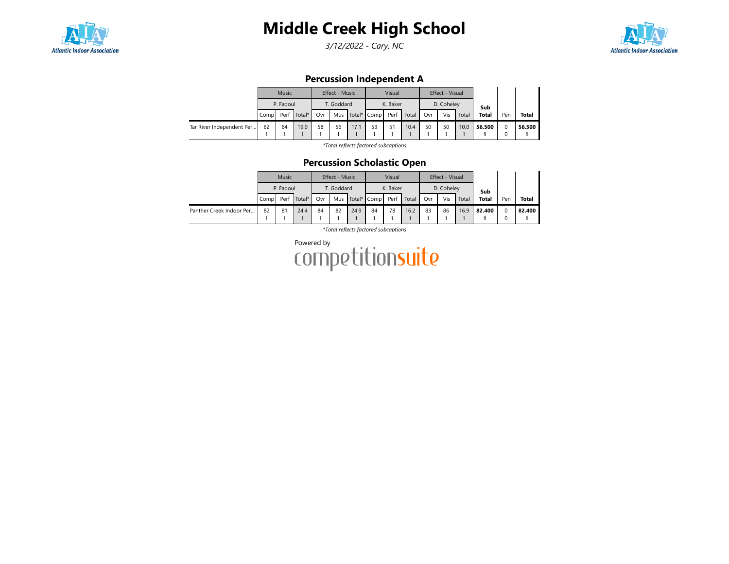# Middle Creek High School

*3/12/2022 - Cary, NC*

## Percussion Independent A

| | Music | | | Effect - Music | | | Visual | | | Effect - Visual | | | Sub Total | Pen | Total |
|---|---|---|---|---|---|---|---|---|---|---|---|---|---|---|---|
| | P. Fadoul | | | T. Goddard | | | K. Baker | | | D. Coheley | | | | | |
| | Comp | Perf | Total* | Ovr | Mus | Total* | Comp | Perf | Total | Ovr | Vis | Total | | | |
| Tar River Independent Per... | 62<br>1 | 64<br>1 | 19.0<br>1 | 58<br>1 | 56<br>1 | 17.1<br>1 | 53<br>1 | 51<br>1 | 10.4<br>1 | 50<br>1 | 50<br>1 | 10.0<br>1 | **56.500**<br>**1** | 0<br>0 | **56.500**<br>**1** |

*\*Total reflects factored subcaptions*

## Percussion Scholastic Open

| | Music | | | Effect - Music | | | Visual | | | Effect - Visual | | | Sub Total | Pen | Total |
|---|---|---|---|---|---|---|---|---|---|---|---|---|---|---|---|
| | P. Fadoul | | | T. Goddard | | | K. Baker | | | D. Coheley | | | | | |
| | Comp | Perf | Total* | Ovr | Mus | Total* | Comp | Perf | Total | Ovr | Vis | Total | | | |
| Panther Creek Indoor Per... | 82<br>1 | 81<br>1 | 24.4<br>1 | 84<br>1 | 82<br>1 | 24.9<br>1 | 84<br>1 | 78<br>1 | 16.2<br>1 | 83<br>1 | 86<br>1 | 16.9<br>1 | **82.400**<br>**1** | 0<br>0 | **82.400**<br>**1** |

*\*Total reflects factored subcaptions*

Powered by competitionsuite